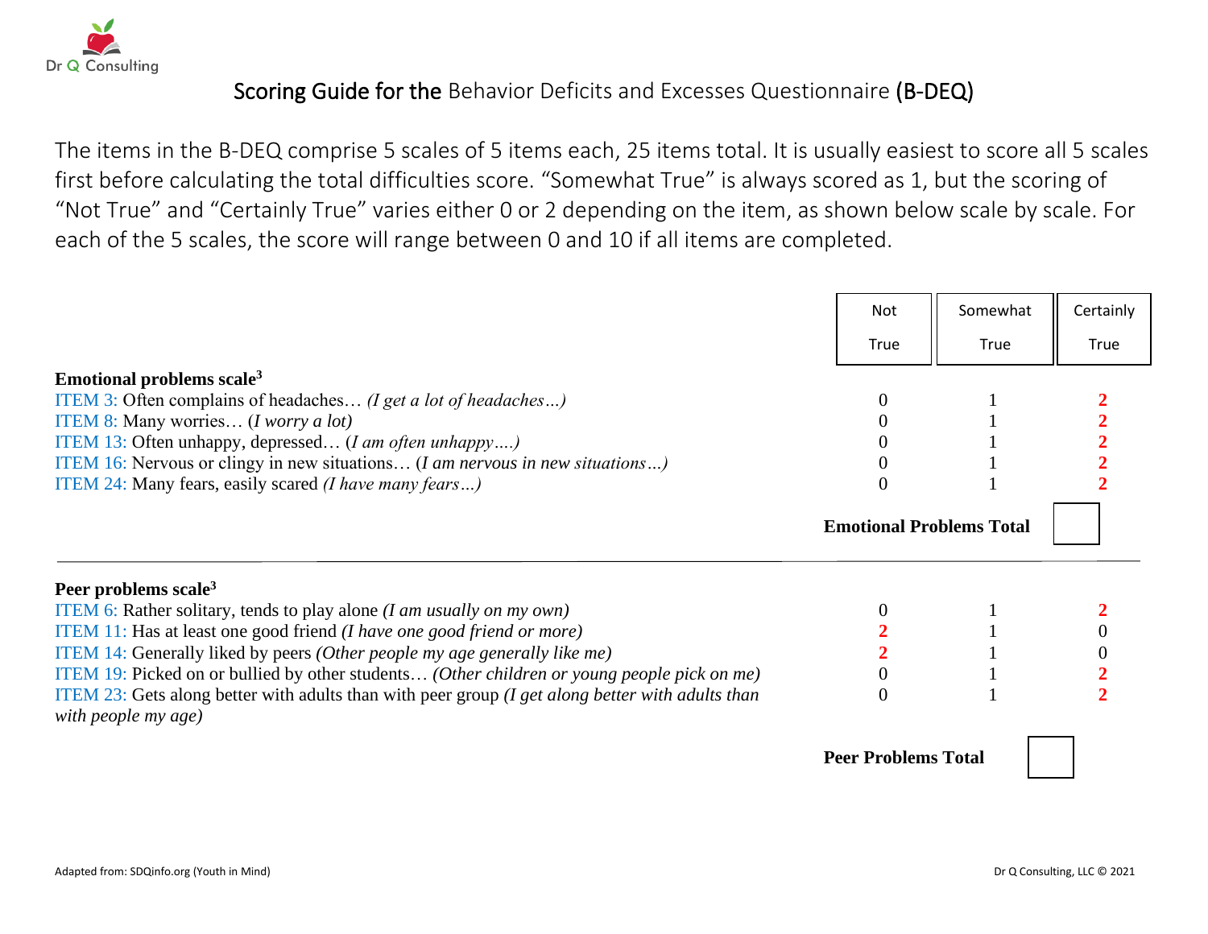Dr Q Consulting

# Scoring Guide for the Behavior Deficits and Excesses Questionnaire (B-DEQ)

The items in the B-DEQ comprise 5 scales of 5 items each, 25 items total. It is usually easiest to score all 5 scales first before calculating the total difficulties score. "Somewhat True" is always scored as 1, but the scoring of "Not True" and "Certainly True" varies either 0 or 2 depending on the item, as shown below scale by scale. For each of the 5 scales, the score will range between 0 and 10 if all items are completed.

| Emotional problems scale[3] | Not True | Somewhat True | Certainly True |
|---|---|---|---|
| ITEM 3: Often complains of headaches… *(I get a lot of headaches…)* | 0 | 1 | **2** |
| ITEM 8: Many worries… *(I worry a lot)* | 0 | 1 | **2** |
| ITEM 13: Often unhappy, depressed… *(I am often unhappy….)* | 0 | 1 | **2** |
| ITEM 16: Nervous or clingy in new situations… *(I am nervous in new situations…)* | 0 | 1 | **2** |
| ITEM 24: Many fears, easily scared *(I have many fears…)* | 0 | 1 | **2** |

**Emotional Problems Total** ☐

| Peer problems scale[3] | Not True | Somewhat True | Certainly True |
|---|---|---|---|
| ITEM 6: Rather solitary, tends to play alone *(I am usually on my own)* | 0 | 1 | **2** |
| ITEM 11: Has at least one good friend *(I have one good friend or more)* | **2** | 1 | 0 |
| ITEM 14: Generally liked by peers *(Other people my age generally like me)* | **2** | 1 | 0 |
| ITEM 19: Picked on or bullied by other students… *(Other children or young people pick on me)* | 0 | 1 | **2** |
| ITEM 23: Gets along better with adults than with peer group *(I get along better with adults than with people my age)* | 0 | 1 | **2** |

**Peer Problems Total** ☐

Adapted from: SDQinfo.org (Youth in Mind)

Dr Q Consulting, LLC © 2021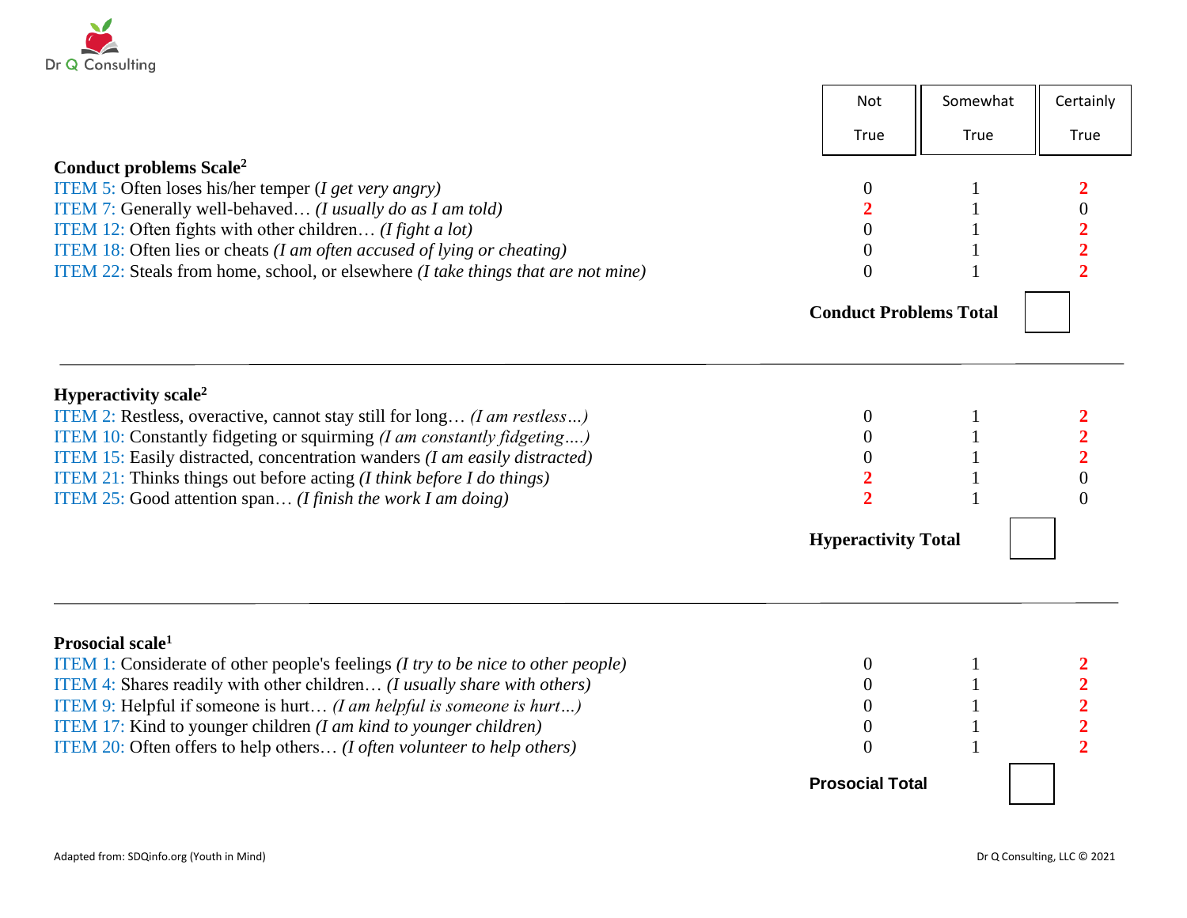| | Not True | Somewhat True | Certainly True |
|---|---|---|---|
| **Conduct problems Scale[2]** | | | |
| ITEM 5: Often loses his/her temper (*I get very angry)* | 0 | 1 | **2** |
| ITEM 7: Generally well-behaved… *(I usually do as I am told)* | **2** | 1 | 0 |
| ITEM 12: Often fights with other children… *(I fight a lot)* | 0 | 1 | **2** |
| ITEM 18: Often lies or cheats *(I am often accused of lying or cheating)* | 0 | 1 | **2** |
| ITEM 22: Steals from home, school, or elsewhere *(I take things that are not mine)* | 0 | 1 | **2** |

**Conduct Problems Total** ☐

---

| | Not True | Somewhat True | Certainly True |
|---|---|---|---|
| **Hyperactivity scale[2]** | | | |
| ITEM 2: Restless, overactive, cannot stay still for long… *(I am restless…)* | 0 | 1 | **2** |
| ITEM 10: Constantly fidgeting or squirming *(I am constantly fidgeting….)* | 0 | 1 | **2** |
| ITEM 15: Easily distracted, concentration wanders *(I am easily distracted)* | 0 | 1 | **2** |
| ITEM 21: Thinks things out before acting *(I think before I do things)* | **2** | 1 | 0 |
| ITEM 25: Good attention span… *(I finish the work I am doing)* | **2** | 1 | 0 |

**Hyperactivity Total** ☐

---

| | Not True | Somewhat True | Certainly True |
|---|---|---|---|
| **Prosocial scale[1]** | | | |
| ITEM 1: Considerate of other people's feelings *(I try to be nice to other people)* | 0 | 1 | **2** |
| ITEM 4: Shares readily with other children… *(I usually share with others)* | 0 | 1 | **2** |
| ITEM 9: Helpful if someone is hurt… *(I am helpful is someone is hurt…)* | 0 | 1 | **2** |
| ITEM 17: Kind to younger children *(I am kind to younger children)* | 0 | 1 | **2** |
| ITEM 20: Often offers to help others… *(I often volunteer to help others)* | 0 | 1 | **2** |

**Prosocial Total** ☐

Adapted from: SDQinfo.org (Youth in Mind)

Dr Q Consulting, LLC © 2021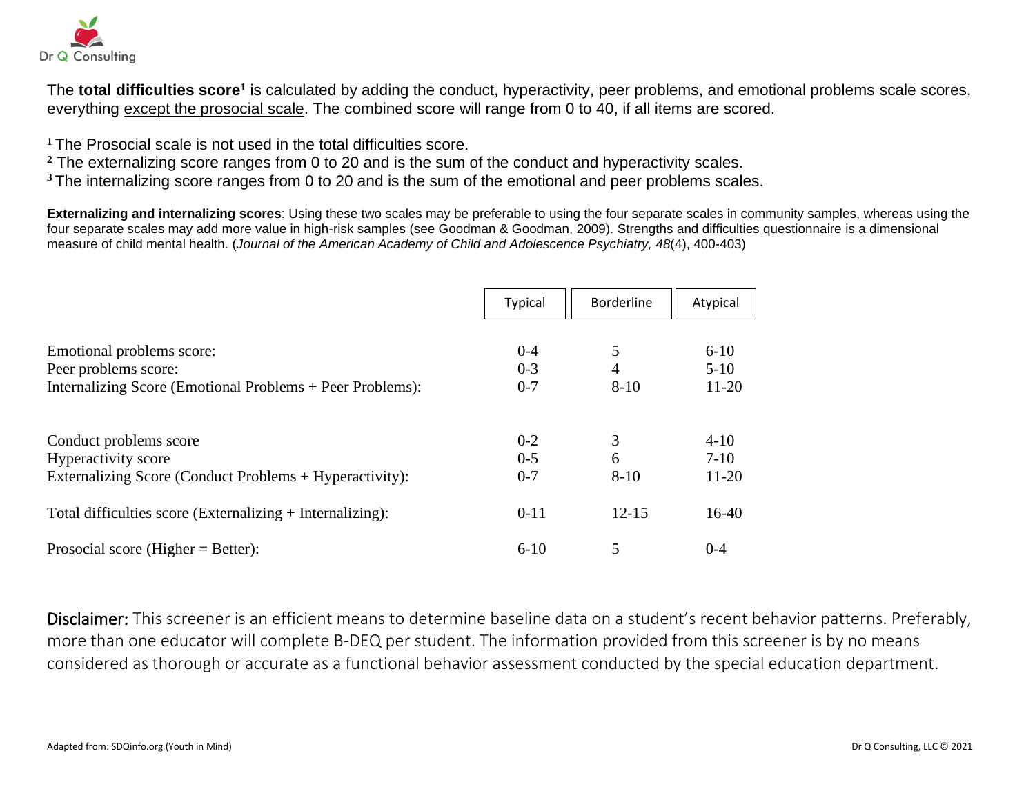The **total difficulties score**[1] is calculated by adding the conduct, hyperactivity, peer problems, and emotional problems scale scores, everything except the prosocial scale. The combined score will range from 0 to 40, if all items are scored.

[1] The Prosocial scale is not used in the total difficulties score.
[2] The externalizing score ranges from 0 to 20 and is the sum of the conduct and hyperactivity scales.
[3] The internalizing score ranges from 0 to 20 and is the sum of the emotional and peer problems scales.

**Externalizing and internalizing scores**: Using these two scales may be preferable to using the four separate scales in community samples, whereas using the four separate scales may add more value in high-risk samples (see Goodman & Goodman, 2009). Strengths and difficulties questionnaire is a dimensional measure of child mental health. (*Journal of the American Academy of Child and Adolescence Psychiatry, 48*(4), 400-403)

| | Typical | Borderline | Atypical |
|---|---|---|---|
| Emotional problems score: | 0-4 | 5 | 6-10 |
| Peer problems score: | 0-3 | 4 | 5-10 |
| Internalizing Score (Emotional Problems + Peer Problems): | 0-7 | 8-10 | 11-20 |
| Conduct problems score | 0-2 | 3 | 4-10 |
| Hyperactivity score | 0-5 | 6 | 7-10 |
| Externalizing Score (Conduct Problems + Hyperactivity): | 0-7 | 8-10 | 11-20 |
| Total difficulties score (Externalizing + Internalizing): | 0-11 | 12-15 | 16-40 |
| Prosocial score (Higher = Better): | 6-10 | 5 | 0-4 |

Disclaimer: This screener is an efficient means to determine baseline data on a student's recent behavior patterns. Preferably, more than one educator will complete B-DEQ per student. The information provided from this screener is by no means considered as thorough or accurate as a functional behavior assessment conducted by the special education department.

Adapted from: SDQinfo.org (Youth in Mind)